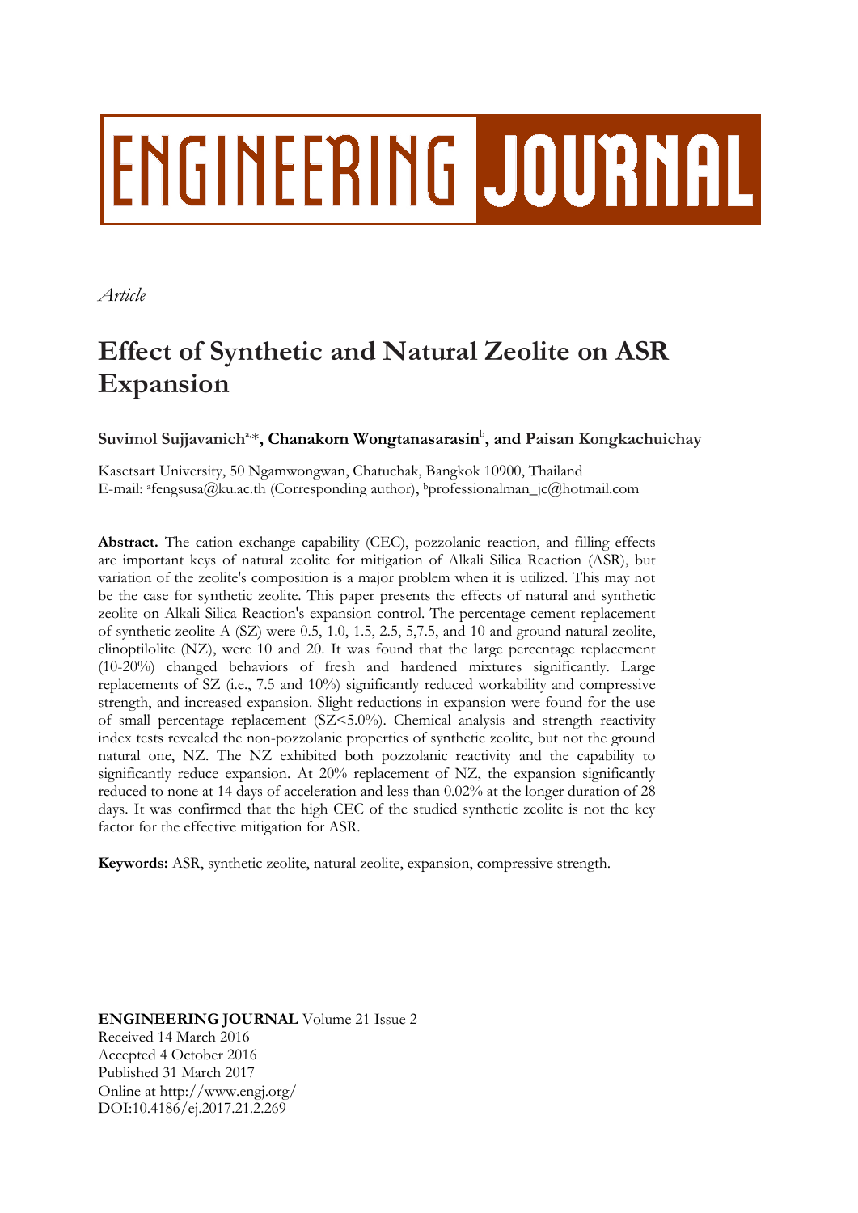# ENGINEERING JOURNAL

*Article*

# Effect of Synthetic and Natural Zeolite on ASR Expansion

**Suvimol Sujjavanich[a,*], Chanakorn Wongtanasarasin[b], and Paisan Kongkachuichay**

Kasetsart University, 50 Ngamwongwan, Chatuchak, Bangkok 10900, Thailand
E-mail: [a]fengsusa@ku.ac.th (Corresponding author), [b]professionalman_jc@hotmail.com

**Abstract.** The cation exchange capability (CEC), pozzolanic reaction, and filling effects are important keys of natural zeolite for mitigation of Alkali Silica Reaction (ASR), but variation of the zeolite's composition is a major problem when it is utilized. This may not be the case for synthetic zeolite. This paper presents the effects of natural and synthetic zeolite on Alkali Silica Reaction's expansion control. The percentage cement replacement of synthetic zeolite A (SZ) were 0.5, 1.0, 1.5, 2.5, 5,7.5, and 10 and ground natural zeolite, clinoptilolite (NZ), were 10 and 20. It was found that the large percentage replacement (10-20%) changed behaviors of fresh and hardened mixtures significantly. Large replacements of SZ (i.e., 7.5 and 10%) significantly reduced workability and compressive strength, and increased expansion. Slight reductions in expansion were found for the use of small percentage replacement (SZ<5.0%). Chemical analysis and strength reactivity index tests revealed the non-pozzolanic properties of synthetic zeolite, but not the ground natural one, NZ. The NZ exhibited both pozzolanic reactivity and the capability to significantly reduce expansion. At 20% replacement of NZ, the expansion significantly reduced to none at 14 days of acceleration and less than 0.02% at the longer duration of 28 days. It was confirmed that the high CEC of the studied synthetic zeolite is not the key factor for the effective mitigation for ASR.

**Keywords:** ASR, synthetic zeolite, natural zeolite, expansion, compressive strength.

**ENGINEERING JOURNAL** Volume 21 Issue 2
Received 14 March 2016
Accepted 4 October 2016
Published 31 March 2017
Online at http://www.engj.org/
DOI:10.4186/ej.2017.21.2.269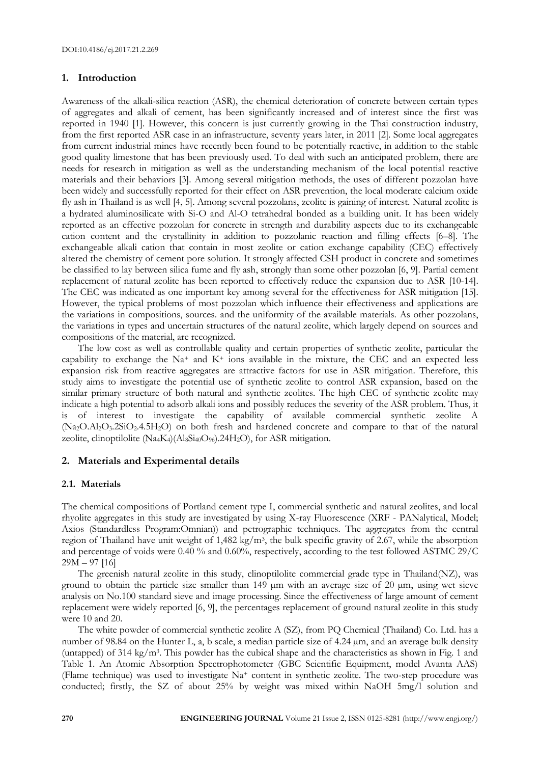DOI:10.4186/ej.2017.21.2.269

## 1. Introduction

Awareness of the alkali-silica reaction (ASR), the chemical deterioration of concrete between certain types of aggregates and alkali of cement, has been significantly increased and of interest since the first was reported in 1940 [1]. However, this concern is just currently growing in the Thai construction industry, from the first reported ASR case in an infrastructure, seventy years later, in 2011 [2]. Some local aggregates from current industrial mines have recently been found to be potentially reactive, in addition to the stable good quality limestone that has been previously used. To deal with such an anticipated problem, there are needs for research in mitigation as well as the understanding mechanism of the local potential reactive materials and their behaviors [3]. Among several mitigation methods, the uses of different pozzolan have been widely and successfully reported for their effect on ASR prevention, the local moderate calcium oxide fly ash in Thailand is as well [4, 5]. Among several pozzolans, zeolite is gaining of interest. Natural zeolite is a hydrated aluminosilicate with Si-O and Al-O tetrahedral bonded as a building unit. It has been widely reported as an effective pozzolan for concrete in strength and durability aspects due to its exchangeable cation content and the crystallinity in addition to pozzolanic reaction and filling effects [6–8]. The exchangeable alkali cation that contain in most zeolite or cation exchange capability (CEC) effectively altered the chemistry of cement pore solution. It strongly affected CSH product in concrete and sometimes be classified to lay between silica fume and fly ash, strongly than some other pozzolan [6, 9]. Partial cement replacement of natural zeolite has been reported to effectively reduce the expansion due to ASR [10-14]. The CEC was indicated as one important key among several for the effectiveness for ASR mitigation [15]. However, the typical problems of most pozzolan which influence their effectiveness and applications are the variations in compositions, sources. and the uniformity of the available materials. As other pozzolans, the variations in types and uncertain structures of the natural zeolite, which largely depend on sources and compositions of the material, are recognized.

The low cost as well as controllable quality and certain properties of synthetic zeolite, particular the capability to exchange the $Na^+$ and $K^+$ ions available in the mixture, the CEC and an expected less expansion risk from reactive aggregates are attractive factors for use in ASR mitigation. Therefore, this study aims to investigate the potential use of synthetic zeolite to control ASR expansion, based on the similar primary structure of both natural and synthetic zeolites. The high CEC of synthetic zeolite may indicate a high potential to adsorb alkali ions and possibly reduces the severity of the ASR problem. Thus, it is of interest to investigate the capability of available commercial synthetic zeolite A ($Na_2O.Al_2O_3.2SiO_2.4.5H_2O$) on both fresh and hardened concrete and compare to that of the natural zeolite, clinoptilolite ($(Na_4K_4)(Al_8Si_{40}O_{96}).24H_2O$), for ASR mitigation.

## 2. Materials and Experimental details

### 2.1. Materials

The chemical compositions of Portland cement type I, commercial synthetic and natural zeolites, and local rhyolite aggregates in this study are investigated by using X-ray Fluorescence (XRF - PANalytical, Model; Axios (Standardless Program:Omnian)) and petrographic techniques. The aggregates from the central region of Thailand have unit weight of 1,482 kg/m$^3$, the bulk specific gravity of 2.67, while the absorption and percentage of voids were 0.40 % and 0.60%, respectively, according to the test followed ASTMC 29/C 29M – 97 [16]

The greenish natural zeolite in this study, clinoptilolite commercial grade type in Thailand(NZ), was ground to obtain the particle size smaller than 149 μm with an average size of 20 μm, using wet sieve analysis on No.100 standard sieve and image processing. Since the effectiveness of large amount of cement replacement were widely reported [6, 9], the percentages replacement of ground natural zeolite in this study were 10 and 20.

The white powder of commercial synthetic zeolite A (SZ), from PQ Chemical (Thailand) Co. Ltd. has a number of 98.84 on the Hunter L, a, b scale, a median particle size of 4.24 μm, and an average bulk density (untapped) of 314 kg/m$^3$. This powder has the cubical shape and the characteristics as shown in Fig. 1 and Table 1. An Atomic Absorption Spectrophotometer (GBC Scientific Equipment, model Avanta AAS) (Flame technique) was used to investigate $Na^+$ content in synthetic zeolite. The two-step procedure was conducted; firstly, the SZ of about 25% by weight was mixed within NaOH 5mg/l solution and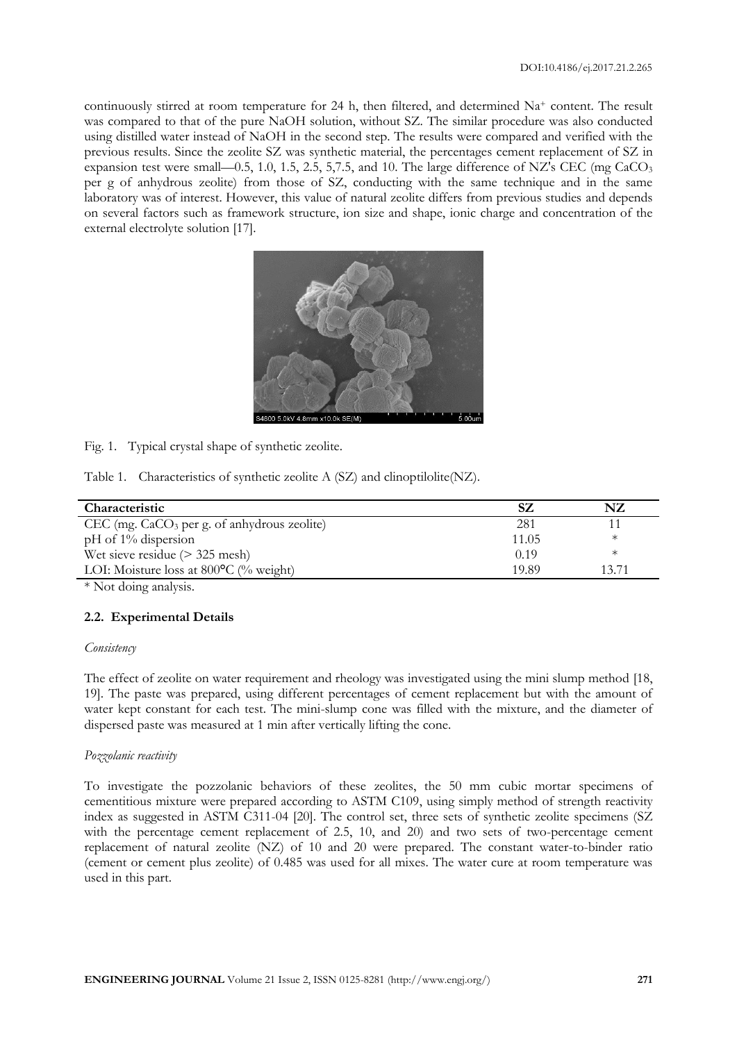continuously stirred at room temperature for 24 h, then filtered, and determined $Na^+$ content. The result was compared to that of the pure NaOH solution, without SZ. The similar procedure was also conducted using distilled water instead of NaOH in the second step. The results were compared and verified with the previous results. Since the zeolite SZ was synthetic material, the percentages cement replacement of SZ in expansion test were small—0.5, 1.0, 1.5, 2.5, 5,7.5, and 10. The large difference of NZ's CEC (mg $CaCO_3$ per g of anhydrous zeolite) from those of SZ, conducting with the same technique and in the same laboratory was of interest. However, this value of natural zeolite differs from previous studies and depends on several factors such as framework structure, ion size and shape, ionic charge and concentration of the external electrolyte solution [17].

Fig. 1. Typical crystal shape of synthetic zeolite.

Table 1. Characteristics of synthetic zeolite A (SZ) and clinoptilolite(NZ).

| Characteristic | SZ | NZ |
|---|---|---|
| CEC (mg. $CaCO_3$ per g. of anhydrous zeolite) | 281 | 11 |
| pH of 1% dispersion | 11.05 | * |
| Wet sieve residue (> 325 mesh) | 0.19 | * |
| LOI: Moisture loss at 800°C (% weight) | 19.89 | 13.71 |

* Not doing analysis.

### 2.2. Experimental Details

*Consistency*

The effect of zeolite on water requirement and rheology was investigated using the mini slump method [18, 19]. The paste was prepared, using different percentages of cement replacement but with the amount of water kept constant for each test. The mini-slump cone was filled with the mixture, and the diameter of dispersed paste was measured at 1 min after vertically lifting the cone.

*Pozzolanic reactivity*

To investigate the pozzolanic behaviors of these zeolites, the 50 mm cubic mortar specimens of cementitious mixture were prepared according to ASTM C109, using simply method of strength reactivity index as suggested in ASTM C311-04 [20]. The control set, three sets of synthetic zeolite specimens (SZ with the percentage cement replacement of 2.5, 10, and 20) and two sets of two-percentage cement replacement of natural zeolite (NZ) of 10 and 20 were prepared. The constant water-to-binder ratio (cement or cement plus zeolite) of 0.485 was used for all mixes. The water cure at room temperature was used in this part.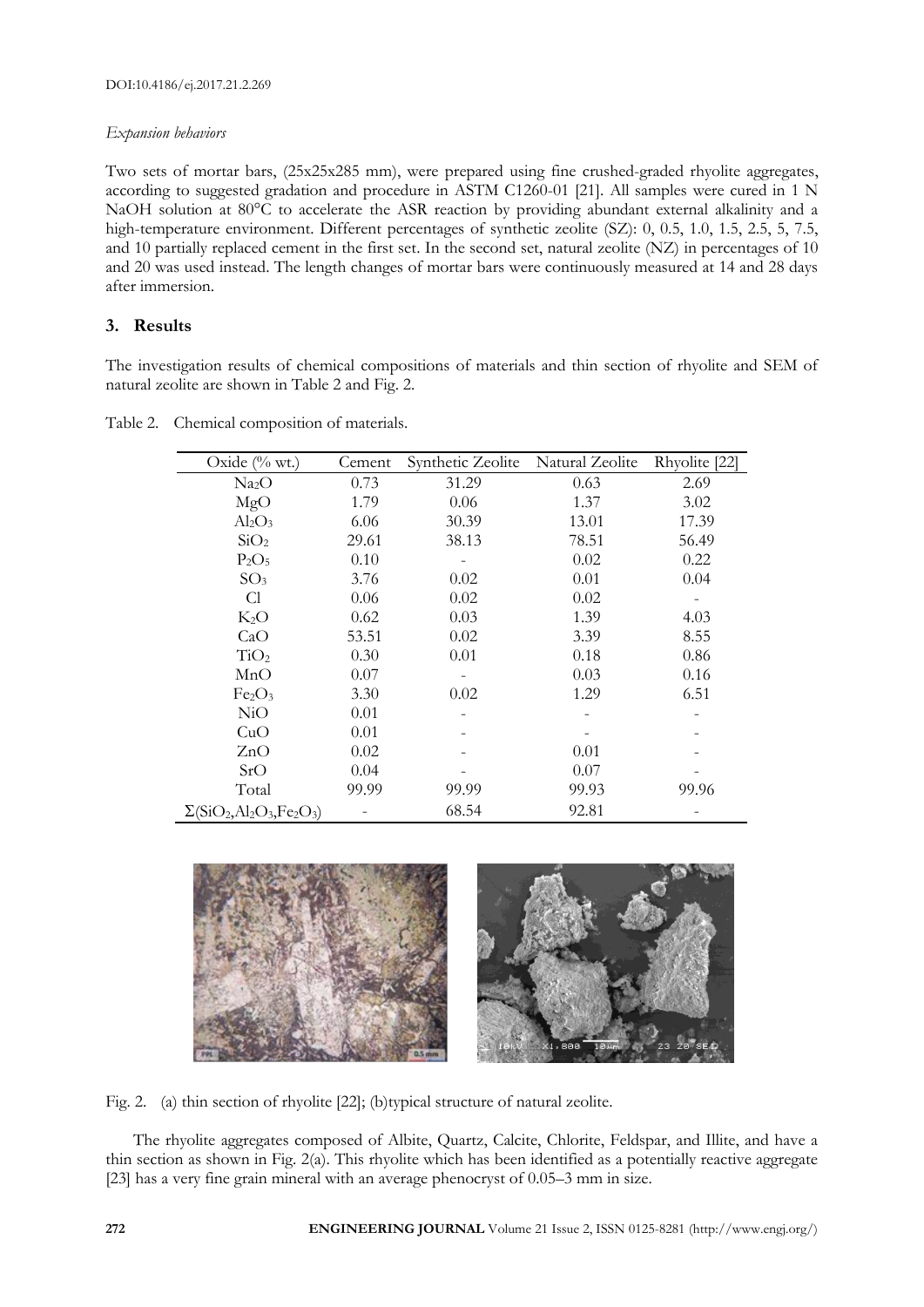*Expansion behaviors*

Two sets of mortar bars, (25x25x285 mm), were prepared using fine crushed-graded rhyolite aggregates, according to suggested gradation and procedure in ASTM C1260-01 [21]. All samples were cured in 1 N NaOH solution at 80°C to accelerate the ASR reaction by providing abundant external alkalinity and a high-temperature environment. Different percentages of synthetic zeolite (SZ): 0, 0.5, 1.0, 1.5, 2.5, 5, 7.5, and 10 partially replaced cement in the first set. In the second set, natural zeolite (NZ) in percentages of 10 and 20 was used instead. The length changes of mortar bars were continuously measured at 14 and 28 days after immersion.

## 3. Results

The investigation results of chemical compositions of materials and thin section of rhyolite and SEM of natural zeolite are shown in Table 2 and Fig. 2.

Table 2. Chemical composition of materials.

| Oxide (% wt.) | Cement | Synthetic Zeolite | Natural Zeolite | Rhyolite [22] |
|---|---|---|---|---|
| $Na_2O$ | 0.73 | 31.29 | 0.63 | 2.69 |
| $MgO$ | 1.79 | 0.06 | 1.37 | 3.02 |
| $Al_2O_3$ | 6.06 | 30.39 | 13.01 | 17.39 |
| $SiO_2$ | 29.61 | 38.13 | 78.51 | 56.49 |
| $P_2O_5$ | 0.10 | - | 0.02 | 0.22 |
| $SO_3$ | 3.76 | 0.02 | 0.01 | 0.04 |
| Cl | 0.06 | 0.02 | 0.02 | - |
| $K_2O$ | 0.62 | 0.03 | 1.39 | 4.03 |
| $CaO$ | 53.51 | 0.02 | 3.39 | 8.55 |
| $TiO_2$ | 0.30 | 0.01 | 0.18 | 0.86 |
| $MnO$ | 0.07 | - | 0.03 | 0.16 |
| $Fe_2O_3$ | 3.30 | 0.02 | 1.29 | 6.51 |
| $NiO$ | 0.01 | - | - | - |
| $CuO$ | 0.01 | - | - | - |
| $ZnO$ | 0.02 | - | 0.01 | - |
| $SrO$ | 0.04 | - | 0.07 | - |
| Total | 99.99 | 99.99 | 99.93 | 99.96 |
| $\Sigma(SiO_2,Al_2O_3,Fe_2O_3)$ | - | 68.54 | 92.81 | - |

Fig. 2. (a) thin section of rhyolite [22]; (b)typical structure of natural zeolite.

The rhyolite aggregates composed of Albite, Quartz, Calcite, Chlorite, Feldspar, and Illite, and have a thin section as shown in Fig. 2(a). This rhyolite which has been identified as a potentially reactive aggregate [23] has a very fine grain mineral with an average phenocryst of 0.05–3 mm in size.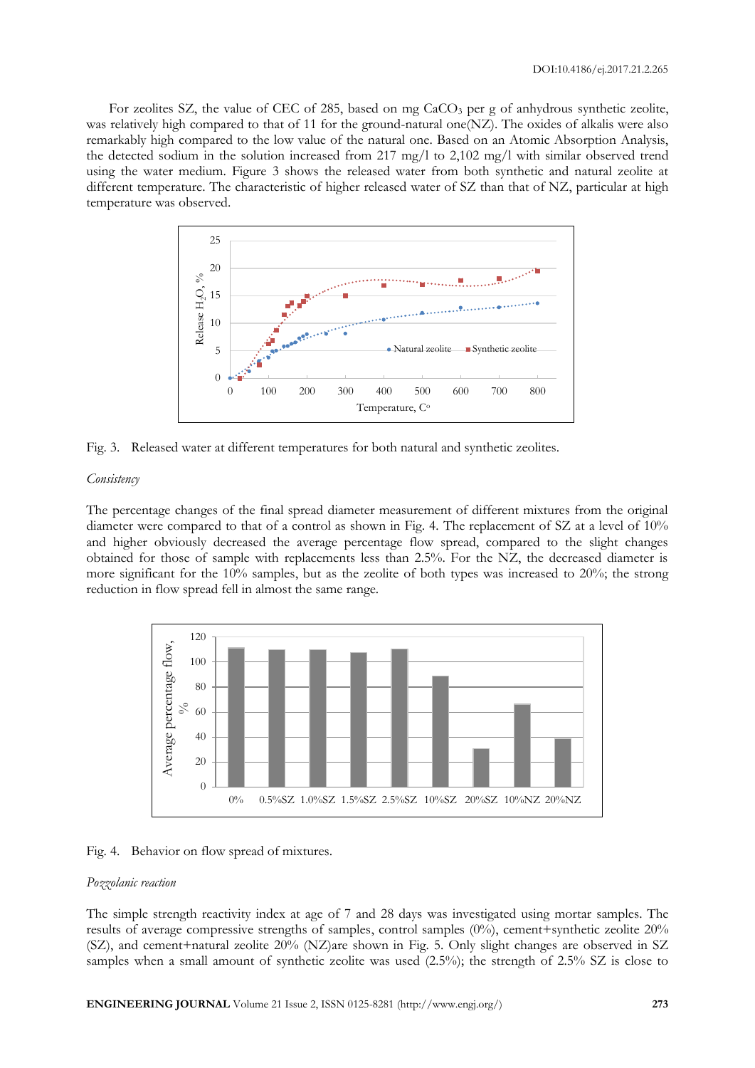For zeolites SZ, the value of CEC of 285, based on mg $CaCO_3$ per g of anhydrous synthetic zeolite, was relatively high compared to that of 11 for the ground-natural one(NZ). The oxides of alkalis were also remarkably high compared to the low value of the natural one. Based on an Atomic Absorption Analysis, the detected sodium in the solution increased from 217 mg/l to 2,102 mg/l with similar observed trend using the water medium. Figure 3 shows the released water from both synthetic and natural zeolite at different temperature. The characteristic of higher released water of SZ than that of NZ, particular at high temperature was observed.

Fig. 3. Released water at different temperatures for both natural and synthetic zeolites.

*Consistency*

The percentage changes of the final spread diameter measurement of different mixtures from the original diameter were compared to that of a control as shown in Fig. 4. The replacement of SZ at a level of 10% and higher obviously decreased the average percentage flow spread, compared to the slight changes obtained for those of sample with replacements less than 2.5%. For the NZ, the decreased diameter is more significant for the 10% samples, but as the zeolite of both types was increased to 20%; the strong reduction in flow spread fell in almost the same range.

Fig. 4. Behavior on flow spread of mixtures.

*Pozzolanic reaction*

The simple strength reactivity index at age of 7 and 28 days was investigated using mortar samples. The results of average compressive strengths of samples, control samples (0%), cement+synthetic zeolite 20% (SZ), and cement+natural zeolite 20% (NZ)are shown in Fig. 5. Only slight changes are observed in SZ samples when a small amount of synthetic zeolite was used (2.5%); the strength of 2.5% SZ is close to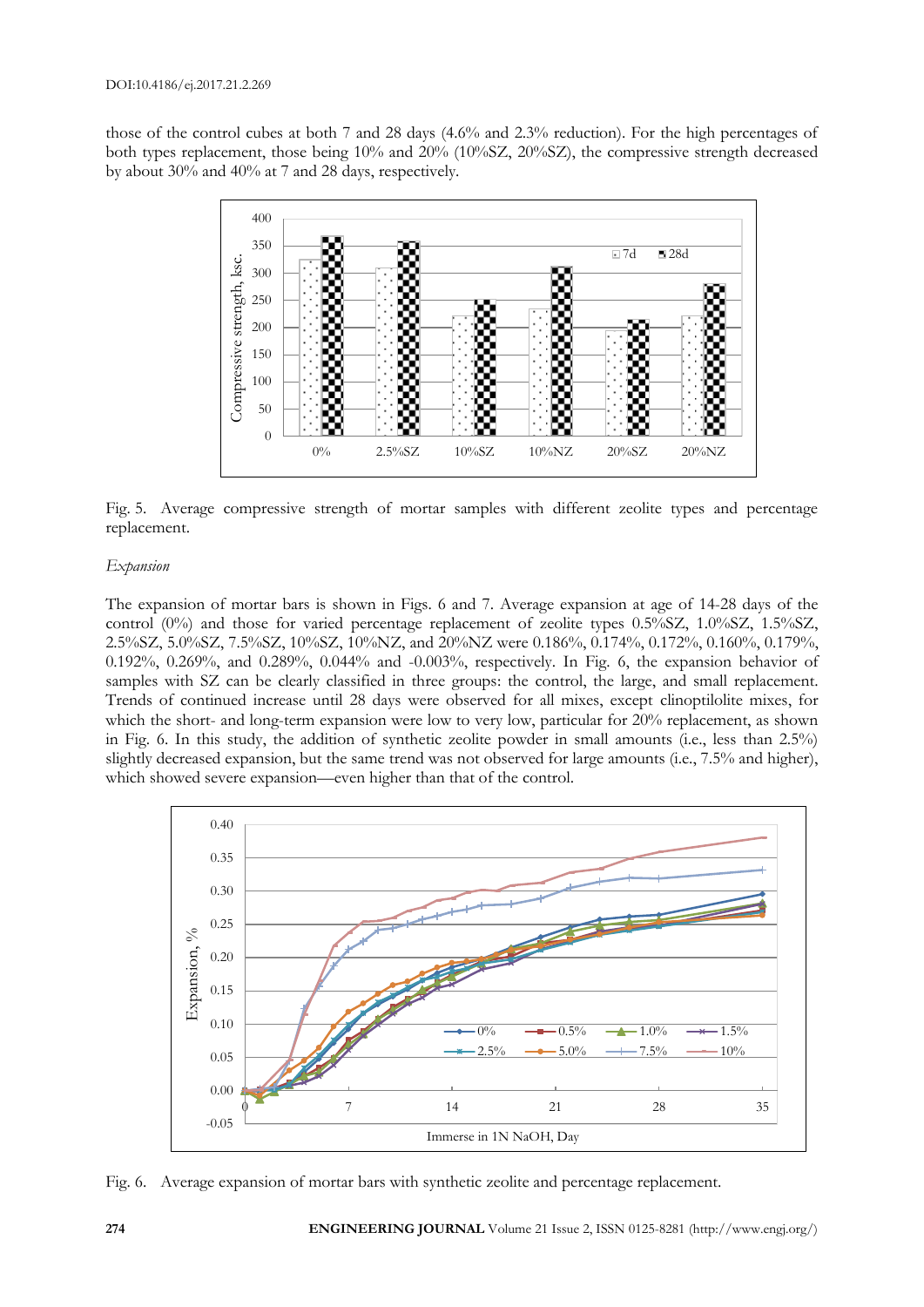those of the control cubes at both 7 and 28 days (4.6% and 2.3% reduction). For the high percentages of both types replacement, those being 10% and 20% (10%SZ, 20%SZ), the compressive strength decreased by about 30% and 40% at 7 and 28 days, respectively.

Fig. 5. Average compressive strength of mortar samples with different zeolite types and percentage replacement.

*Expansion*

The expansion of mortar bars is shown in Figs. 6 and 7. Average expansion at age of 14-28 days of the control (0%) and those for varied percentage replacement of zeolite types 0.5%SZ, 1.0%SZ, 1.5%SZ, 2.5%SZ, 5.0%SZ, 7.5%SZ, 10%SZ, 10%NZ, and 20%NZ were 0.186%, 0.174%, 0.172%, 0.160%, 0.179%, 0.192%, 0.269%, and 0.289%, 0.044% and -0.003%, respectively. In Fig. 6, the expansion behavior of samples with SZ can be clearly classified in three groups: the control, the large, and small replacement. Trends of continued increase until 28 days were observed for all mixes, except clinoptilolite mixes, for which the short- and long-term expansion were low to very low, particular for 20% replacement, as shown in Fig. 6. In this study, the addition of synthetic zeolite powder in small amounts (i.e., less than 2.5%) slightly decreased expansion, but the same trend was not observed for large amounts (i.e., 7.5% and higher), which showed severe expansion—even higher than that of the control.

Fig. 6. Average expansion of mortar bars with synthetic zeolite and percentage replacement.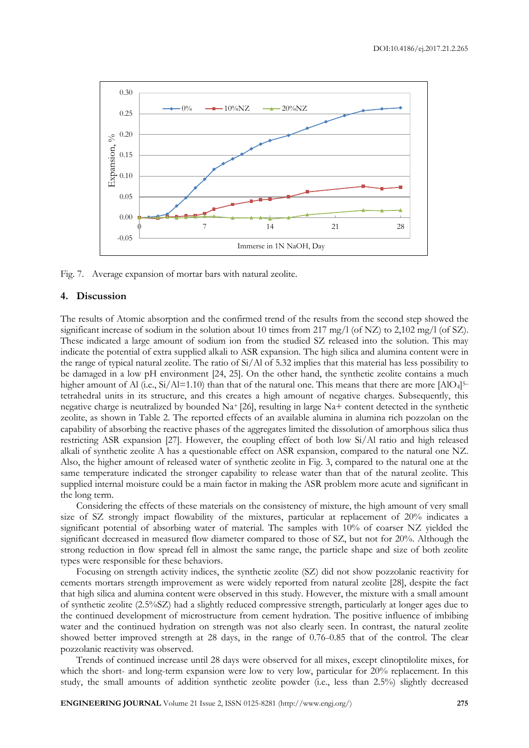Fig. 7. Average expansion of mortar bars with natural zeolite.

## 4. Discussion

The results of Atomic absorption and the confirmed trend of the results from the second step showed the significant increase of sodium in the solution about 10 times from 217 mg/l (of NZ) to 2,102 mg/l (of SZ). These indicated a large amount of sodium ion from the studied SZ released into the solution. This may indicate the potential of extra supplied alkali to ASR expansion. The high silica and alumina content were in the range of typical natural zeolite. The ratio of Si/Al of 5.32 implies that this material has less possibility to be damaged in a low pH environment [24, 25]. On the other hand, the synthetic zeolite contains a much higher amount of Al (i.e., Si/Al=1.10) than that of the natural one. This means that there are more $[AlO_4]^{5-}$ tetrahedral units in its structure, and this creates a high amount of negative charges. Subsequently, this negative charge is neutralized by bounded $Na^+$ [26], resulting in large $Na^+$ content detected in the synthetic zeolite, as shown in Table 2. The reported effects of an available alumina in alumina rich pozzolan on the capability of absorbing the reactive phases of the aggregates limited the dissolution of amorphous silica thus restricting ASR expansion [27]. However, the coupling effect of both low Si/Al ratio and high released alkali of synthetic zeolite A has a questionable effect on ASR expansion, compared to the natural one NZ. Also, the higher amount of released water of synthetic zeolite in Fig. 3, compared to the natural one at the same temperature indicated the stronger capability to release water than that of the natural zeolite. This supplied internal moisture could be a main factor in making the ASR problem more acute and significant in the long term.

Considering the effects of these materials on the consistency of mixture, the high amount of very small size of SZ strongly impact flowability of the mixtures, particular at replacement of 20% indicates a significant potential of absorbing water of material. The samples with 10% of coarser NZ yielded the significant decreased in measured flow diameter compared to those of SZ, but not for 20%. Although the strong reduction in flow spread fell in almost the same range, the particle shape and size of both zeolite types were responsible for these behaviors.

Focusing on strength activity indices, the synthetic zeolite (SZ) did not show pozzolanic reactivity for cements mortars strength improvement as were widely reported from natural zeolite [28], despite the fact that high silica and alumina content were observed in this study. However, the mixture with a small amount of synthetic zeolite (2.5%SZ) had a slightly reduced compressive strength, particularly at longer ages due to the continued development of microstructure from cement hydration. The positive influence of imbibing water and the continued hydration on strength was not also clearly seen. In contrast, the natural zeolite showed better improved strength at 28 days, in the range of 0.76–0.85 that of the control. The clear pozzolanic reactivity was observed.

Trends of continued increase until 28 days were observed for all mixes, except clinoptilolite mixes, for which the short- and long-term expansion were low to very low, particular for 20% replacement. In this study, the small amounts of addition synthetic zeolite powder (i.e., less than 2.5%) slightly decreased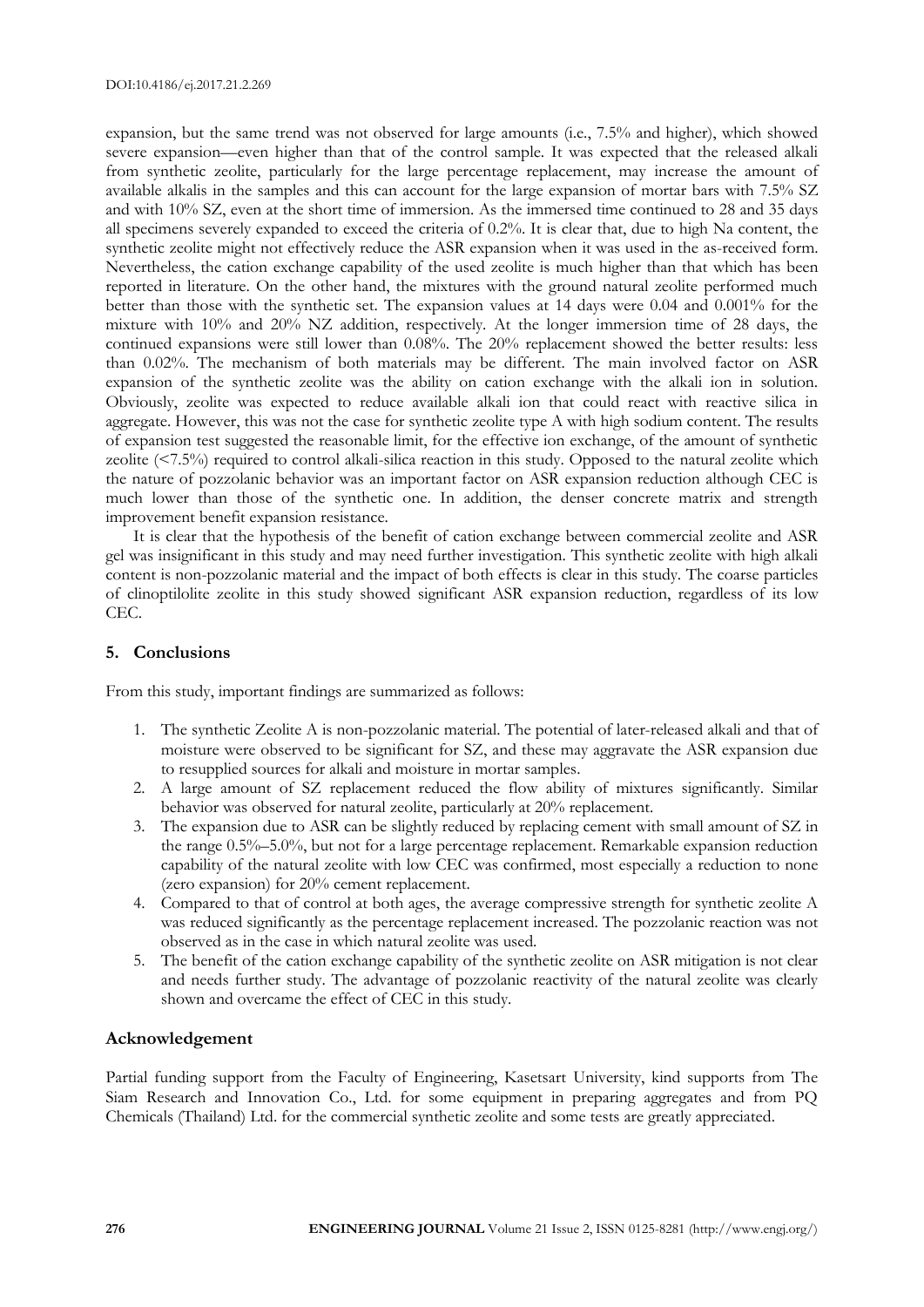expansion, but the same trend was not observed for large amounts (i.e., 7.5% and higher), which showed severe expansion—even higher than that of the control sample. It was expected that the released alkali from synthetic zeolite, particularly for the large percentage replacement, may increase the amount of available alkalis in the samples and this can account for the large expansion of mortar bars with 7.5% SZ and with 10% SZ, even at the short time of immersion. As the immersed time continued to 28 and 35 days all specimens severely expanded to exceed the criteria of 0.2%. It is clear that, due to high Na content, the synthetic zeolite might not effectively reduce the ASR expansion when it was used in the as-received form. Nevertheless, the cation exchange capability of the used zeolite is much higher than that which has been reported in literature. On the other hand, the mixtures with the ground natural zeolite performed much better than those with the synthetic set. The expansion values at 14 days were 0.04 and 0.001% for the mixture with 10% and 20% NZ addition, respectively. At the longer immersion time of 28 days, the continued expansions were still lower than 0.08%. The 20% replacement showed the better results: less than 0.02%. The mechanism of both materials may be different. The main involved factor on ASR expansion of the synthetic zeolite was the ability on cation exchange with the alkali ion in solution. Obviously, zeolite was expected to reduce available alkali ion that could react with reactive silica in aggregate. However, this was not the case for synthetic zeolite type A with high sodium content. The results of expansion test suggested the reasonable limit, for the effective ion exchange, of the amount of synthetic zeolite (<7.5%) required to control alkali-silica reaction in this study. Opposed to the natural zeolite which the nature of pozzolanic behavior was an important factor on ASR expansion reduction although CEC is much lower than those of the synthetic one. In addition, the denser concrete matrix and strength improvement benefit expansion resistance.

It is clear that the hypothesis of the benefit of cation exchange between commercial zeolite and ASR gel was insignificant in this study and may need further investigation. This synthetic zeolite with high alkali content is non-pozzolanic material and the impact of both effects is clear in this study. The coarse particles of clinoptilolite zeolite in this study showed significant ASR expansion reduction, regardless of its low CEC.

## 5. Conclusions

From this study, important findings are summarized as follows:

1. The synthetic Zeolite A is non-pozzolanic material. The potential of later-released alkali and that of moisture were observed to be significant for SZ, and these may aggravate the ASR expansion due to resupplied sources for alkali and moisture in mortar samples.
2. A large amount of SZ replacement reduced the flow ability of mixtures significantly. Similar behavior was observed for natural zeolite, particularly at 20% replacement.
3. The expansion due to ASR can be slightly reduced by replacing cement with small amount of SZ in the range 0.5%–5.0%, but not for a large percentage replacement. Remarkable expansion reduction capability of the natural zeolite with low CEC was confirmed, most especially a reduction to none (zero expansion) for 20% cement replacement.
4. Compared to that of control at both ages, the average compressive strength for synthetic zeolite A was reduced significantly as the percentage replacement increased. The pozzolanic reaction was not observed as in the case in which natural zeolite was used.
5. The benefit of the cation exchange capability of the synthetic zeolite on ASR mitigation is not clear and needs further study. The advantage of pozzolanic reactivity of the natural zeolite was clearly shown and overcame the effect of CEC in this study.

## Acknowledgement

Partial funding support from the Faculty of Engineering, Kasetsart University, kind supports from The Siam Research and Innovation Co., Ltd. for some equipment in preparing aggregates and from PQ Chemicals (Thailand) Ltd. for the commercial synthetic zeolite and some tests are greatly appreciated.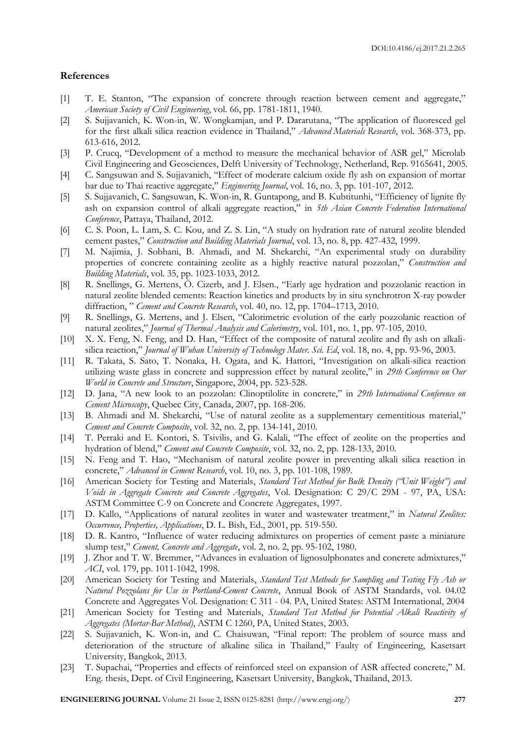## References

[1] T. E. Stanton, "The expansion of concrete through reaction between cement and aggregate," *American Society of Civil Engineering*, vol. 66, pp. 1781-1811, 1940.

[2] S. Sujjavanich, K. Won-in, W. Wongkamjan, and P. Dararutana, "The application of fluoresced gel for the first alkali silica reaction evidence in Thailand," *Advanced Materials Research*, vol. 368-373, pp. 613-616, 2012.

[3] P. Crucq, "Development of a method to measure the mechanical behavior of ASR gel," Microlab Civil Engineering and Geosciences, Delft University of Technology, Netherland, Rep. 9165641, 2005.

[4] C. Sangsuwan and S. Sujjavanich, "Effect of moderate calcium oxide fly ash on expansion of mortar bar due to Thai reactive aggregate," *Engineering Journal*, vol. 16, no. 3, pp. 101-107, 2012.

[5] S. Sujjavanich, C. Sangsuwan, K. Won-in, R. Guntapong, and B. Kubtitunhi, "Efficiency of lignite fly ash on expansion control of alkali aggregate reaction," in *5th Asian Concrete Federation International Conference*, Pattaya, Thailand, 2012.

[6] C. S. Poon, L. Lam, S. C. Kou, and Z. S. Lin, "A study on hydration rate of natural zeolite blended cement pastes," *Construction and Building Materials Journal*, vol. 13, no. 8, pp. 427-432, 1999.

[7] M. Najimia, J. Sobhani, B. Ahmadi, and M. Shekarchi, "An experimental study on durability properties of concrete containing zeolite as a highly reactive natural pozzolan," *Construction and Building Materials*, vol. 35, pp. 1023-1033, 2012.

[8] R. Snellings, G. Mertens, Ö. Cizerb, and J. Elsen., "Early age hydration and pozzolanic reaction in natural zeolite blended cements: Reaction kinetics and products by in situ synchrotron X-ray powder diffraction, " *Cement and Concrete Research*, vol. 40, no. 12, pp. 1704–1713, 2010.

[9] R. Snellings, G. Mertens, and J. Elsen, "Calorimetric evolution of the early pozzolanic reaction of natural zeolites," *Journal of Thermal Analysis and Calorimetry*, vol. 101, no. 1, pp. 97-105, 2010.

[10] X. X. Feng, N. Feng, and D. Han, "Effect of the composite of natural zeolite and fly ash on alkali-silica reaction," *Journal of Wuhan University of Technology Mater. Sci. Ed*, vol. 18, no. 4, pp. 93-96, 2003.

[11] R. Takata, S. Sato, T. Nonaka, H. Ogata, and K. Hattori, "Investigation on alkali-silica reaction utilizing waste glass in concrete and suppression effect by natural zeolite," in *29th Conference on Our World in Concrete and Structure*, Singapore, 2004, pp. 523-528.

[12] D. Jana, "A new look to an pozzolan: Clinoptilolite in concrete," in *29th International Conference on Cement Microscopy*, Quebec City, Canada, 2007, pp. 168-206.

[13] B. Ahmadi and M. Shekarchi, "Use of natural zeolite as a supplementary cementitious material," *Cement and Concrete Composite*, vol. 32, no. 2, pp. 134-141, 2010.

[14] T. Perraki and E. Kontori, S. Tsivilis, and G. Kalali, "The effect of zeolite on the properties and hydration of blend," *Cement and Concrete Composite*, vol. 32, no. 2, pp. 128-133, 2010.

[15] N. Feng and T. Hao, "Mechanism of natural zeolite power in preventing alkali silica reaction in concrete," *Advanced in Cement Research*, vol. 10, no. 3, pp. 101-108, 1989.

[16] American Society for Testing and Materials, *Standard Test Method for Bulk Density ("Unit Weight") and Voids in Aggregate Concrete and Concrete Aggregates*, Vol. Designation: C 29/C 29M - 97, PA, USA: ASTM Committee C-9 on Concrete and Concrete Aggregates, 1997.

[17] D. Kallo, "Applications of natural zeolites in water and wastewater treatment," in *Natural Zeolites: Occurrence, Properties, Applications*, D. L. Bish, Ed., 2001, pp. 519-550.

[18] D. R. Kantro, "Influence of water reducing admixtures on properties of cement paste a miniature slump test," *Cement, Concrete and Aggregate*, vol. 2, no. 2, pp. 95-102, 1980.

[19] J. Zhor and T. W. Bremmer, "Advances in evaluation of lignosulphonates and concrete admixtures," *ACI*, vol. 179, pp. 1011-1042, 1998.

[20] American Society for Testing and Materials, *Standard Test Methods for Sampling and Testing Fly Ash or Natural Pozzolans for Use in Portland-Cement Concrete*, Annual Book of ASTM Standards, vol. 04.02 Concrete and Aggregates Vol. Designation: C 311 - 04. PA, United States: ASTM International, 2004

[21] American Society for Testing and Materials, *Standard Test Method for Potential Alkali Reactivity of Aggregates (Mortar-Bar Method)*, ASTM C 1260, PA, United States, 2003.

[22] S. Sujjavanich, K. Won-in, and C. Chaisuwan, "Final report: The problem of source mass and deterioration of the structure of alkaline silica in Thailand," Faulty of Engineering, Kasetsart University, Bangkok, 2013.

[23] T. Supachai, "Properties and effects of reinforced steel on expansion of ASR affected concrete," M. Eng. thesis, Dept. of Civil Engineering, Kasetsart University, Bangkok, Thailand, 2013.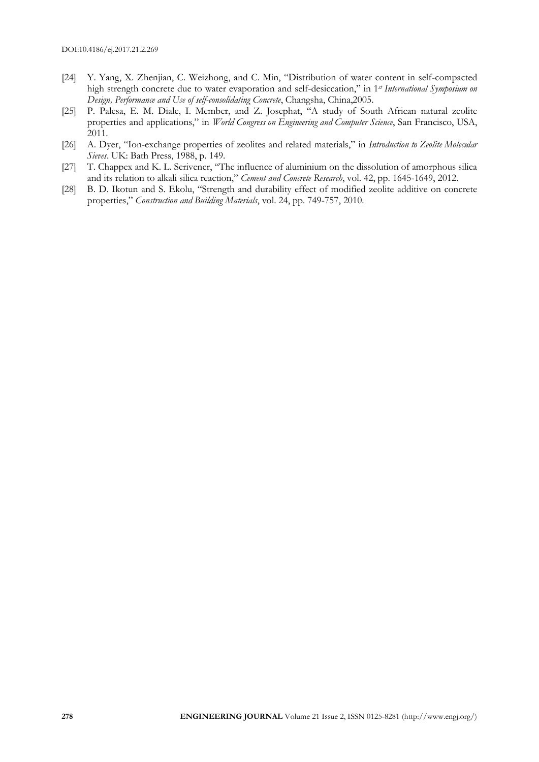[24] Y. Yang, X. Zhenjian, C. Weizhong, and C. Min, "Distribution of water content in self-compacted high strength concrete due to water evaporation and self-desiccation," in 1st *International Symposium on Design, Performance and Use of self-consolidating Concrete*, Changsha, China,2005.

[25] P. Palesa, E. M. Diale, I. Member, and Z. Josephat, "A study of South African natural zeolite properties and applications," in *World Congress on Engineering and Computer Science*, San Francisco, USA, 2011.

[26] A. Dyer, "Ion-exchange properties of zeolites and related materials," in *Introduction to Zeolite Molecular Sieves*. UK: Bath Press, 1988, p. 149.

[27] T. Chappex and K. L. Scrivener, "The influence of aluminium on the dissolution of amorphous silica and its relation to alkali silica reaction," *Cement and Concrete Research*, vol. 42, pp. 1645-1649, 2012.

[28] B. D. Ikotun and S. Ekolu, "Strength and durability effect of modified zeolite additive on concrete properties," *Construction and Building Materials*, vol. 24, pp. 749-757, 2010.